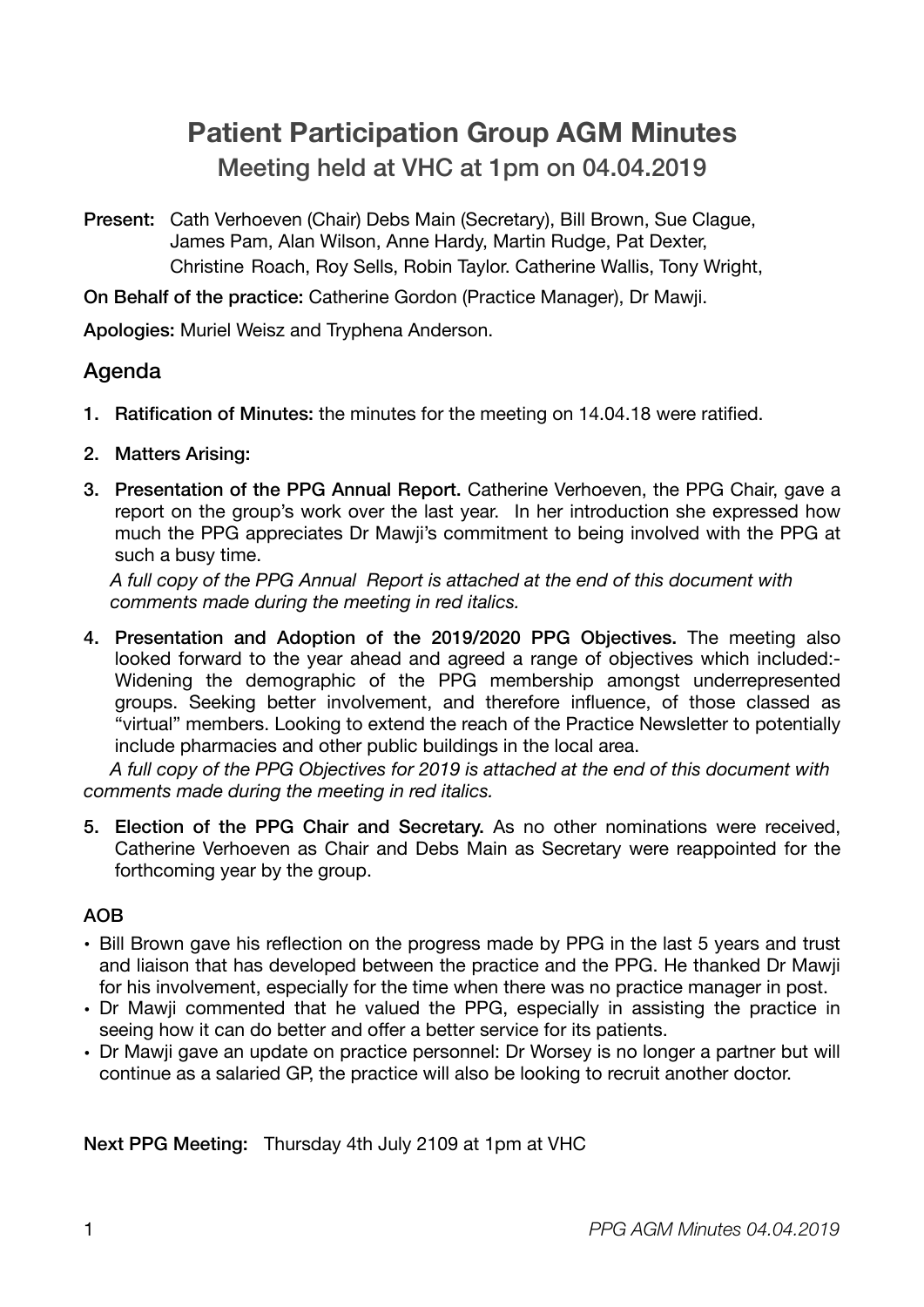# Patient Participation Group AGM Minutes

## Meeting held at VHC at 1pm on 04.04.2019

**Present:** Cath Verhoeven (Chair) Debs Main (Secretary), Bill Brown, Sue Clague, James Pam, Alan Wilson, Anne Hardy, Martin Rudge, Pat Dexter, Christine Roach, Roy Sells, Robin Taylor. Catherine Wallis, Tony Wright,

**On Behalf of the practice:** Catherine Gordon (Practice Manager), Dr Mawji.

**Apologies:** Muriel Weisz and Tryphena Anderson.

## Agenda

1. **Ratification of Minutes:** the minutes for the meeting on 14.04.18 were ratified.
2. **Matters Arising:**
3. **Presentation of the PPG Annual Report.** Catherine Verhoeven, the PPG Chair, gave a report on the group's work over the last year. In her introduction she expressed how much the PPG appreciates Dr Mawji's commitment to being involved with the PPG at such a busy time.

   *A full copy of the PPG Annual Report is attached at the end of this document with comments made during the meeting in red italics.*

4. **Presentation and Adoption of the 2019/2020 PPG Objectives.** The meeting also looked forward to the year ahead and agreed a range of objectives which included:- Widening the demographic of the PPG membership amongst underrepresented groups. Seeking better involvement, and therefore influence, of those classed as "virtual" members. Looking to extend the reach of the Practice Newsletter to potentially include pharmacies and other public buildings in the local area.

   *A full copy of the PPG Objectives for 2019 is attached at the end of this document with comments made during the meeting in red italics.*

5. **Election of the PPG Chair and Secretary.** As no other nominations were received, Catherine Verhoeven as Chair and Debs Main as Secretary were reappointed for the forthcoming year by the group.

### AOB

- Bill Brown gave his reflection on the progress made by PPG in the last 5 years and trust and liaison that has developed between the practice and the PPG. He thanked Dr Mawji for his involvement, especially for the time when there was no practice manager in post.
- Dr Mawji commented that he valued the PPG, especially in assisting the practice in seeing how it can do better and offer a better service for its patients.
- Dr Mawji gave an update on practice personnel: Dr Worsey is no longer a partner but will continue as a salaried GP, the practice will also be looking to recruit another doctor.

**Next PPG Meeting:** Thursday 4th July 2109 at 1pm at VHC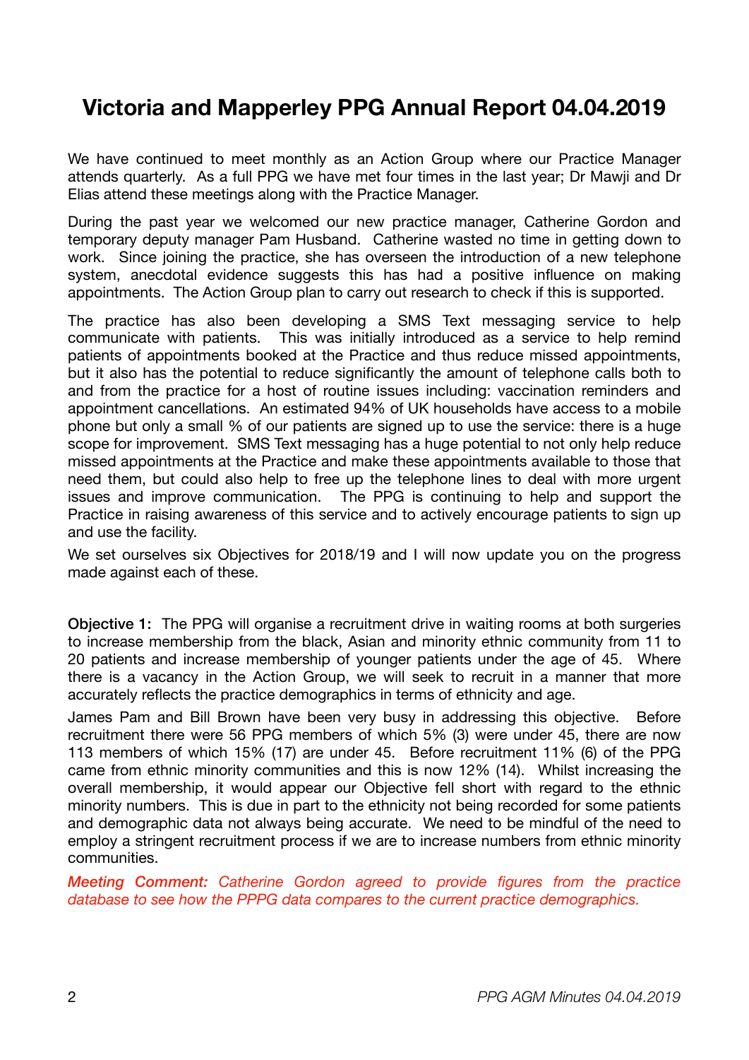# Victoria and Mapperley PPG Annual Report 04.04.2019

We have continued to meet monthly as an Action Group where our Practice Manager attends quarterly. As a full PPG we have met four times in the last year; Dr Mawji and Dr Elias attend these meetings along with the Practice Manager.

During the past year we welcomed our new practice manager, Catherine Gordon and temporary deputy manager Pam Husband. Catherine wasted no time in getting down to work. Since joining the practice, she has overseen the introduction of a new telephone system, anecdotal evidence suggests this has had a positive influence on making appointments. The Action Group plan to carry out research to check if this is supported.

The practice has also been developing a SMS Text messaging service to help communicate with patients. This was initially introduced as a service to help remind patients of appointments booked at the Practice and thus reduce missed appointments, but it also has the potential to reduce significantly the amount of telephone calls both to and from the practice for a host of routine issues including: vaccination reminders and appointment cancellations. An estimated 94% of UK households have access to a mobile phone but only a small % of our patients are signed up to use the service: there is a huge scope for improvement. SMS Text messaging has a huge potential to not only help reduce missed appointments at the Practice and make these appointments available to those that need them, but could also help to free up the telephone lines to deal with more urgent issues and improve communication. The PPG is continuing to help and support the Practice in raising awareness of this service and to actively encourage patients to sign up and use the facility.

We set ourselves six Objectives for 2018/19 and I will now update you on the progress made against each of these.

**Objective 1:** The PPG will organise a recruitment drive in waiting rooms at both surgeries to increase membership from the black, Asian and minority ethnic community from 11 to 20 patients and increase membership of younger patients under the age of 45. Where there is a vacancy in the Action Group, we will seek to recruit in a manner that more accurately reflects the practice demographics in terms of ethnicity and age.

James Pam and Bill Brown have been very busy in addressing this objective. Before recruitment there were 56 PPG members of which 5% (3) were under 45, there are now 113 members of which 15% (17) are under 45. Before recruitment 11% (6) of the PPG came from ethnic minority communities and this is now 12% (14). Whilst increasing the overall membership, it would appear our Objective fell short with regard to the ethnic minority numbers. This is due in part to the ethnicity not being recorded for some patients and demographic data not always being accurate. We need to be mindful of the need to employ a stringent recruitment process if we are to increase numbers from ethnic minority communities.

***Meeting Comment:*** *Catherine Gordon agreed to provide figures from the practice database to see how the PPPG data compares to the current practice demographics.*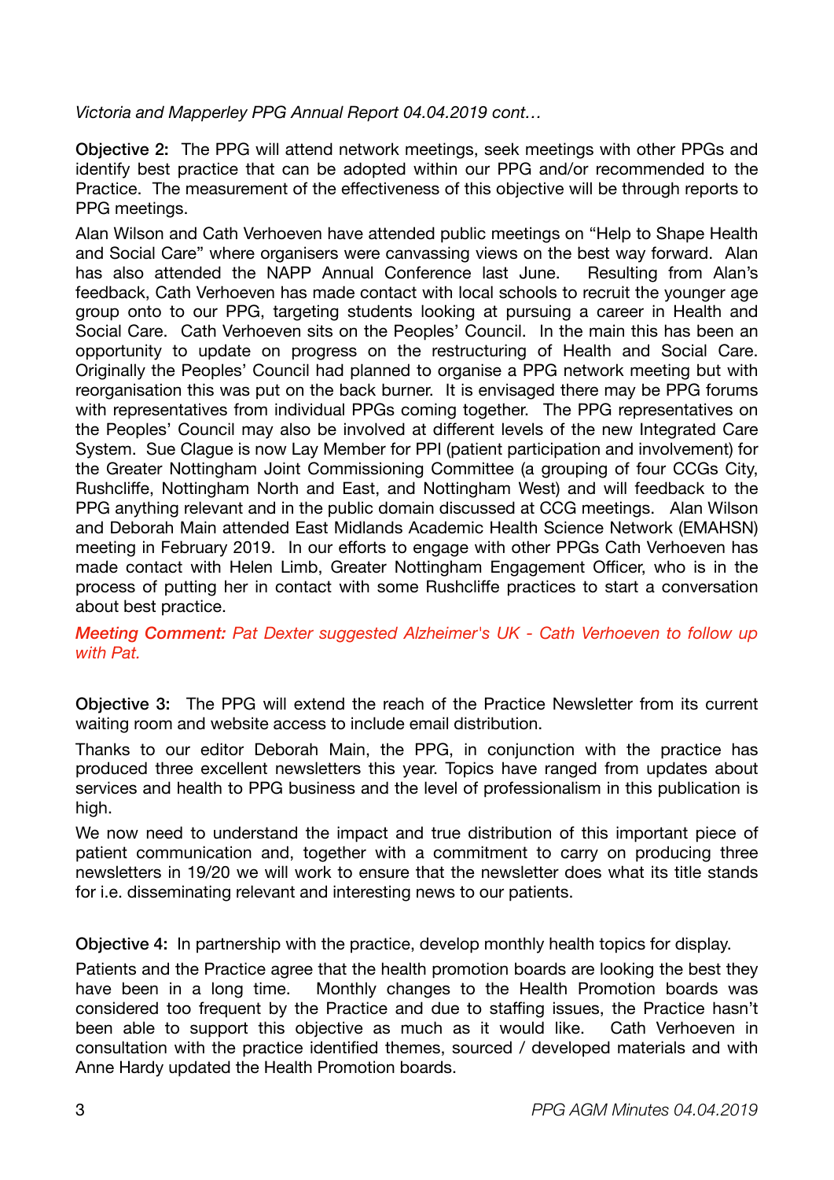**Objective 2:** The PPG will attend network meetings, seek meetings with other PPGs and identify best practice that can be adopted within our PPG and/or recommended to the Practice. The measurement of the effectiveness of this objective will be through reports to PPG meetings.

Alan Wilson and Cath Verhoeven have attended public meetings on "Help to Shape Health and Social Care" where organisers were canvassing views on the best way forward. Alan has also attended the NAPP Annual Conference last June. Resulting from Alan's feedback, Cath Verhoeven has made contact with local schools to recruit the younger age group onto to our PPG, targeting students looking at pursuing a career in Health and Social Care. Cath Verhoeven sits on the Peoples' Council. In the main this has been an opportunity to update on progress on the restructuring of Health and Social Care. Originally the Peoples' Council had planned to organise a PPG network meeting but with reorganisation this was put on the back burner. It is envisaged there may be PPG forums with representatives from individual PPGs coming together. The PPG representatives on the Peoples' Council may also be involved at different levels of the new Integrated Care System. Sue Clague is now Lay Member for PPI (patient participation and involvement) for the Greater Nottingham Joint Commissioning Committee (a grouping of four CCGs City, Rushcliffe, Nottingham North and East, and Nottingham West) and will feedback to the PPG anything relevant and in the public domain discussed at CCG meetings. Alan Wilson and Deborah Main attended East Midlands Academic Health Science Network (EMAHSN) meeting in February 2019. In our efforts to engage with other PPGs Cath Verhoeven has made contact with Helen Limb, Greater Nottingham Engagement Officer, who is in the process of putting her in contact with some Rushcliffe practices to start a conversation about best practice.

***Meeting Comment:*** *Pat Dexter suggested Alzheimer's UK - Cath Verhoeven to follow up with Pat.*

**Objective 3:** The PPG will extend the reach of the Practice Newsletter from its current waiting room and website access to include email distribution.

Thanks to our editor Deborah Main, the PPG, in conjunction with the practice has produced three excellent newsletters this year. Topics have ranged from updates about services and health to PPG business and the level of professionalism in this publication is high.

We now need to understand the impact and true distribution of this important piece of patient communication and, together with a commitment to carry on producing three newsletters in 19/20 we will work to ensure that the newsletter does what its title stands for i.e. disseminating relevant and interesting news to our patients.

**Objective 4:** In partnership with the practice, develop monthly health topics for display.

Patients and the Practice agree that the health promotion boards are looking the best they have been in a long time. Monthly changes to the Health Promotion boards was considered too frequent by the Practice and due to staffing issues, the Practice hasn't been able to support this objective as much as it would like. Cath Verhoeven in consultation with the practice identified themes, sourced / developed materials and with Anne Hardy updated the Health Promotion boards.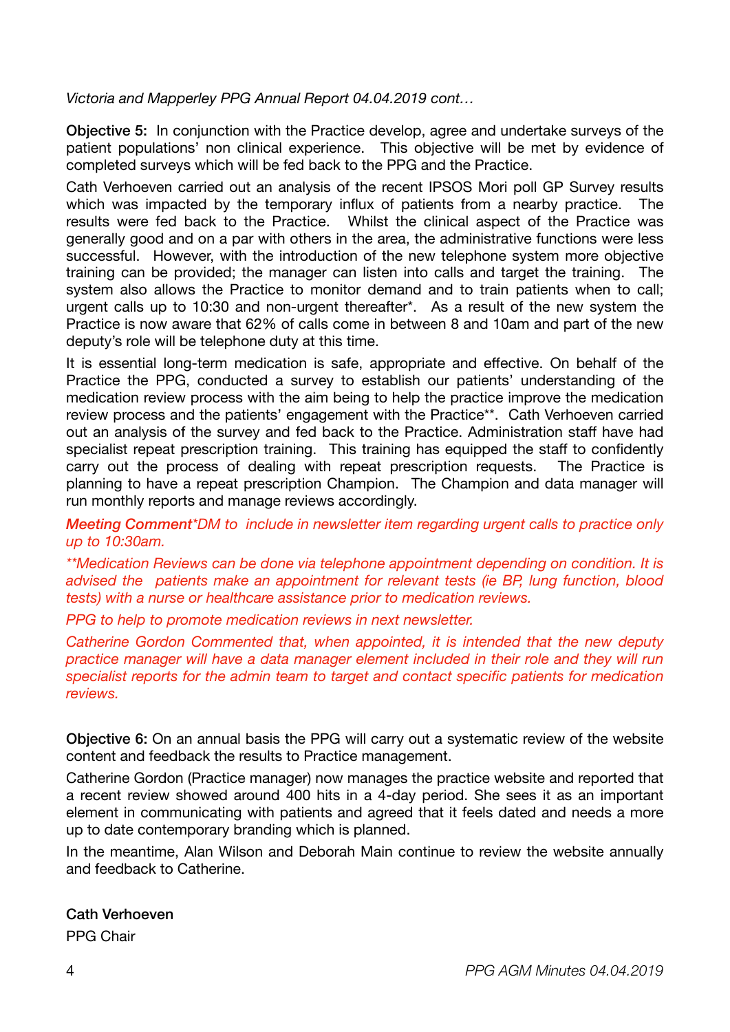*Victoria and Mapperley PPG Annual Report 04.04.2019 cont…*

**Objective 5:** In conjunction with the Practice develop, agree and undertake surveys of the patient populations' non clinical experience. This objective will be met by evidence of completed surveys which will be fed back to the PPG and the Practice.

Cath Verhoeven carried out an analysis of the recent IPSOS Mori poll GP Survey results which was impacted by the temporary influx of patients from a nearby practice. The results were fed back to the Practice. Whilst the clinical aspect of the Practice was generally good and on a par with others in the area, the administrative functions were less successful. However, with the introduction of the new telephone system more objective training can be provided; the manager can listen into calls and target the training. The system also allows the Practice to monitor demand and to train patients when to call; urgent calls up to 10:30 and non-urgent thereafter*. As a result of the new system the Practice is now aware that 62% of calls come in between 8 and 10am and part of the new deputy's role will be telephone duty at this time.

It is essential long-term medication is safe, appropriate and effective. On behalf of the Practice the PPG, conducted a survey to establish our patients' understanding of the medication review process with the aim being to help the practice improve the medication review process and the patients' engagement with the Practice**. Cath Verhoeven carried out an analysis of the survey and fed back to the Practice. Administration staff have had specialist repeat prescription training. This training has equipped the staff to confidently carry out the process of dealing with repeat prescription requests. The Practice is planning to have a repeat prescription Champion. The Champion and data manager will run monthly reports and manage reviews accordingly.

***Meeting Comment****DM to include in newsletter item regarding urgent calls to practice only up to 10:30am.*

*\*\*Medication Reviews can be done via telephone appointment depending on condition. It is advised the patients make an appointment for relevant tests (ie BP, lung function, blood tests) with a nurse or healthcare assistance prior to medication reviews.*

*PPG to help to promote medication reviews in next newsletter.*

*Catherine Gordon Commented that, when appointed, it is intended that the new deputy practice manager will have a data manager element included in their role and they will run specialist reports for the admin team to target and contact specific patients for medication reviews.*

**Objective 6:** On an annual basis the PPG will carry out a systematic review of the website content and feedback the results to Practice management.

Catherine Gordon (Practice manager) now manages the practice website and reported that a recent review showed around 400 hits in a 4-day period. She sees it as an important element in communicating with patients and agreed that it feels dated and needs a more up to date contemporary branding which is planned.

In the meantime, Alan Wilson and Deborah Main continue to review the website annually and feedback to Catherine.

**Cath Verhoeven**

PPG Chair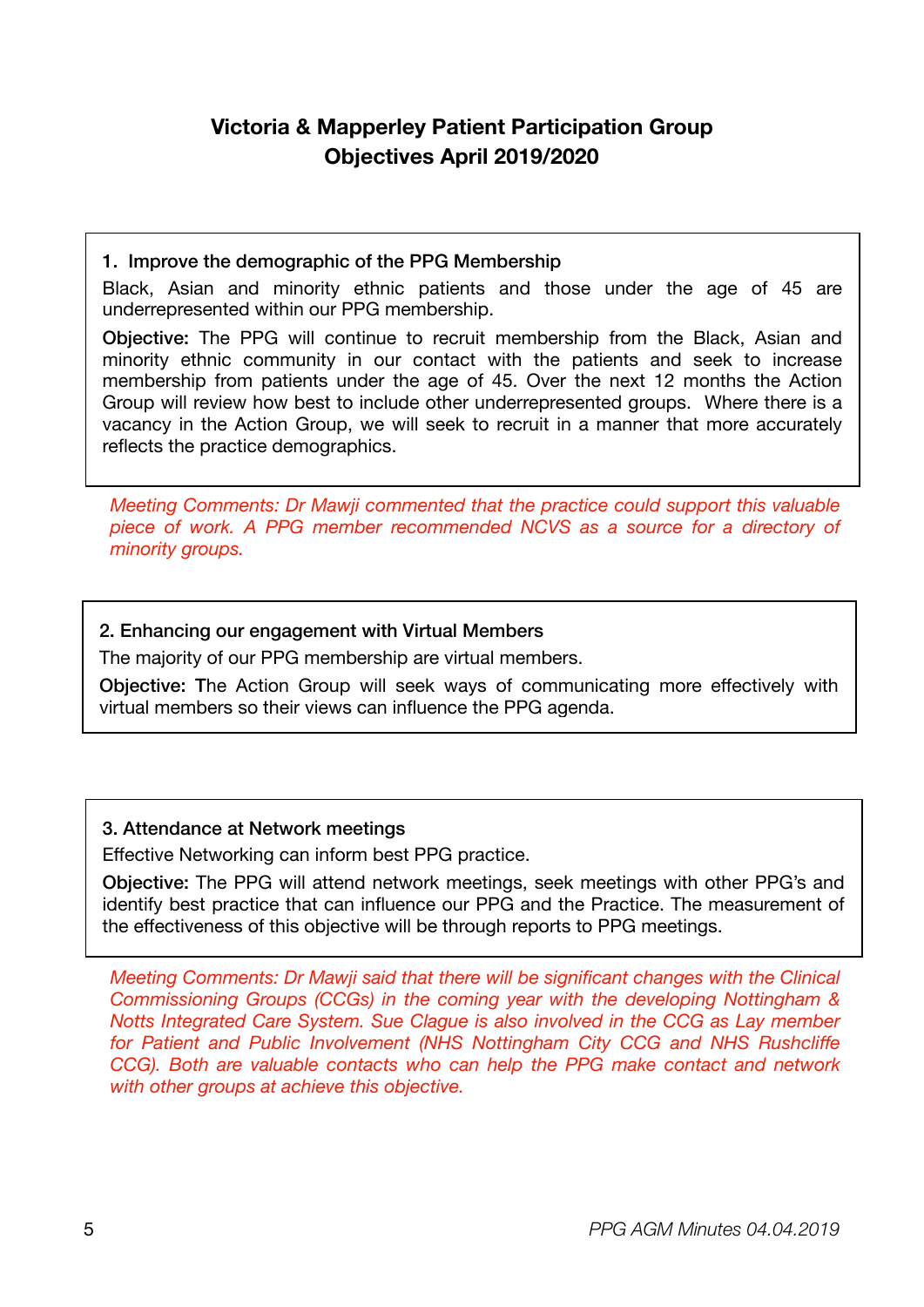## Victoria & Mapperley Patient Participation Group
## Objectives April 2019/2020

### 1. Improve the demographic of the PPG Membership

Black, Asian and minority ethnic patients and those under the age of 45 are underrepresented within our PPG membership.

**Objective:** The PPG will continue to recruit membership from the Black, Asian and minority ethnic community in our contact with the patients and seek to increase membership from patients under the age of 45. Over the next 12 months the Action Group will review how best to include other underrepresented groups. Where there is a vacancy in the Action Group, we will seek to recruit in a manner that more accurately reflects the practice demographics.

*Meeting Comments: Dr Mawji commented that the practice could support this valuable piece of work. A PPG member recommended NCVS as a source for a directory of minority groups.*

### 2. Enhancing our engagement with Virtual Members

The majority of our PPG membership are virtual members.

**Objective:** The Action Group will seek ways of communicating more effectively with virtual members so their views can influence the PPG agenda.

### 3. Attendance at Network meetings

Effective Networking can inform best PPG practice.

**Objective:** The PPG will attend network meetings, seek meetings with other PPG's and identify best practice that can influence our PPG and the Practice. The measurement of the effectiveness of this objective will be through reports to PPG meetings.

*Meeting Comments: Dr Mawji said that there will be significant changes with the Clinical Commissioning Groups (CCGs) in the coming year with the developing Nottingham & Notts Integrated Care System. Sue Clague is also involved in the CCG as Lay member for Patient and Public Involvement (NHS Nottingham City CCG and NHS Rushcliffe CCG). Both are valuable contacts who can help the PPG make contact and network with other groups at achieve this objective.*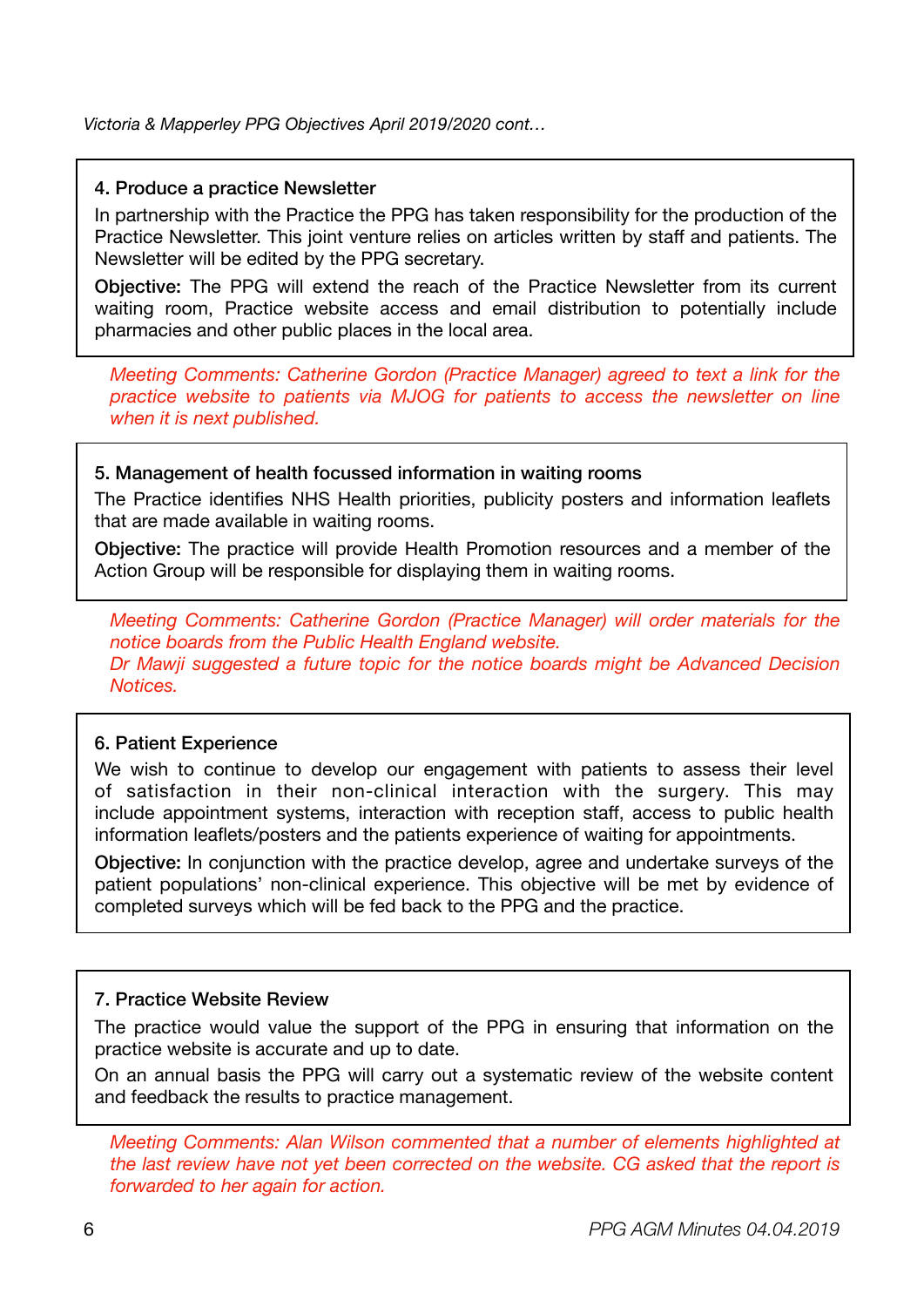### 4. Produce a practice Newsletter

In partnership with the Practice the PPG has taken responsibility for the production of the Practice Newsletter. This joint venture relies on articles written by staff and patients. The Newsletter will be edited by the PPG secretary.

**Objective:** The PPG will extend the reach of the Practice Newsletter from its current waiting room, Practice website access and email distribution to potentially include pharmacies and other public places in the local area.

*Meeting Comments: Catherine Gordon (Practice Manager) agreed to text a link for the practice website to patients via MJOG for patients to access the newsletter on line when it is next published.*

### 5. Management of health focussed information in waiting rooms

The Practice identifies NHS Health priorities, publicity posters and information leaflets that are made available in waiting rooms.

**Objective:** The practice will provide Health Promotion resources and a member of the Action Group will be responsible for displaying them in waiting rooms.

*Meeting Comments: Catherine Gordon (Practice Manager) will order materials for the notice boards from the Public Health England website.*
*Dr Mawji suggested a future topic for the notice boards might be Advanced Decision Notices.*

### 6. Patient Experience

We wish to continue to develop our engagement with patients to assess their level of satisfaction in their non-clinical interaction with the surgery. This may include appointment systems, interaction with reception staff, access to public health information leaflets/posters and the patients experience of waiting for appointments.

**Objective:** In conjunction with the practice develop, agree and undertake surveys of the patient populations' non-clinical experience. This objective will be met by evidence of completed surveys which will be fed back to the PPG and the practice.

### 7. Practice Website Review

The practice would value the support of the PPG in ensuring that information on the practice website is accurate and up to date.

On an annual basis the PPG will carry out a systematic review of the website content and feedback the results to practice management.

*Meeting Comments: Alan Wilson commented that a number of elements highlighted at the last review have not yet been corrected on the website. CG asked that the report is forwarded to her again for action.*